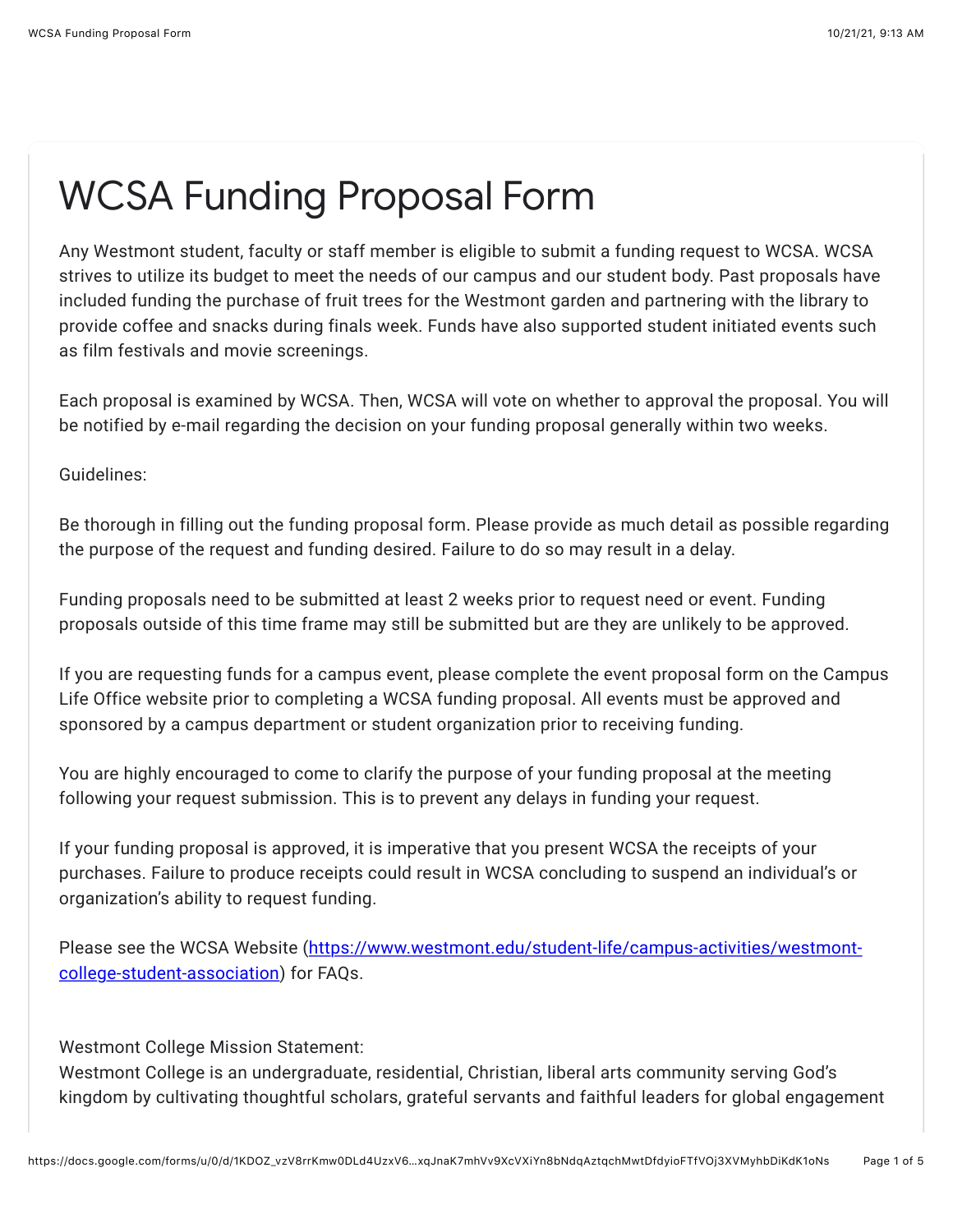# WCSA Funding Proposal Form

Any Westmont student, faculty or staff member is eligible to submit a funding request to WCSA. WCSA strives to utilize its budget to meet the needs of our campus and our student body. Past proposals have included funding the purchase of fruit trees for the Westmont garden and partnering with the library to provide coffee and snacks during finals week. Funds have also supported student initiated events such as film festivals and movie screenings.

Each proposal is examined by WCSA. Then, WCSA will vote on whether to approval the proposal. You will be notified by e-mail regarding the decision on your funding proposal generally within two weeks.

Guidelines:

Be thorough in filling out the funding proposal form. Please provide as much detail as possible regarding the purpose of the request and funding desired. Failure to do so may result in a delay.

Funding proposals need to be submitted at least 2 weeks prior to request need or event. Funding proposals outside of this time frame may still be submitted but are they are unlikely to be approved.

If you are requesting funds for a campus event, please complete the event proposal form on the Campus Life Office website prior to completing a WCSA funding proposal. All events must be approved and sponsored by a campus department or student organization prior to receiving funding.

You are highly encouraged to come to clarify the purpose of your funding proposal at the meeting following your request submission. This is to prevent any delays in funding your request.

If your funding proposal is approved, it is imperative that you present WCSA the receipts of your purchases. Failure to produce receipts could result in WCSA concluding to suspend an individual's or organization's ability to request funding.

Please see the WCSA Website ([https://www.westmont.edu/student-life/campus-activities/westmont-college-student-association](https://www.westmont.edu/student-life/campus-activities/westmont-college-student-association)) for FAQs.

Westmont College Mission Statement:
Westmont College is an undergraduate, residential, Christian, liberal arts community serving God's kingdom by cultivating thoughtful scholars, grateful servants and faithful leaders for global engagement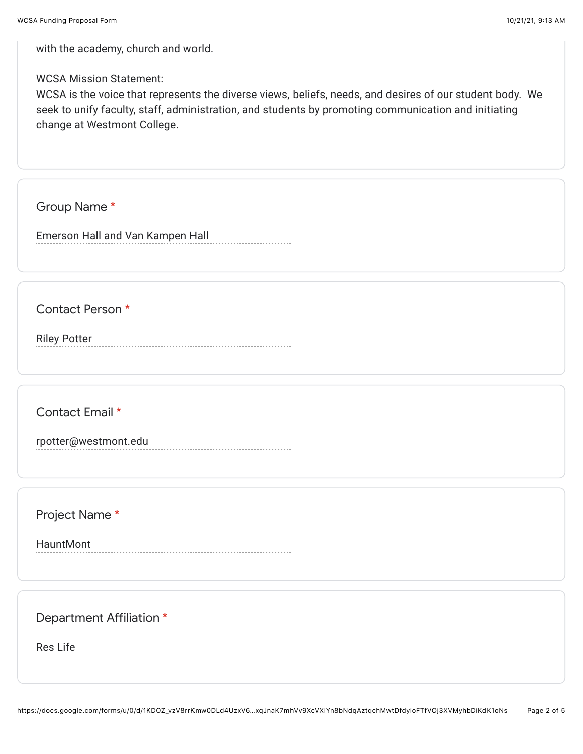with the academy, church and world.

WCSA Mission Statement:
WCSA is the voice that represents the diverse views, beliefs, needs, and desires of our student body. We seek to unify faculty, staff, administration, and students by promoting communication and initiating change at Westmont College.

Group Name *

Emerson Hall and Van Kampen Hall

Contact Person *

Riley Potter

Contact Email *

rpotter@westmont.edu

Project Name *

HauntMont

Department Affiliation *

Res Life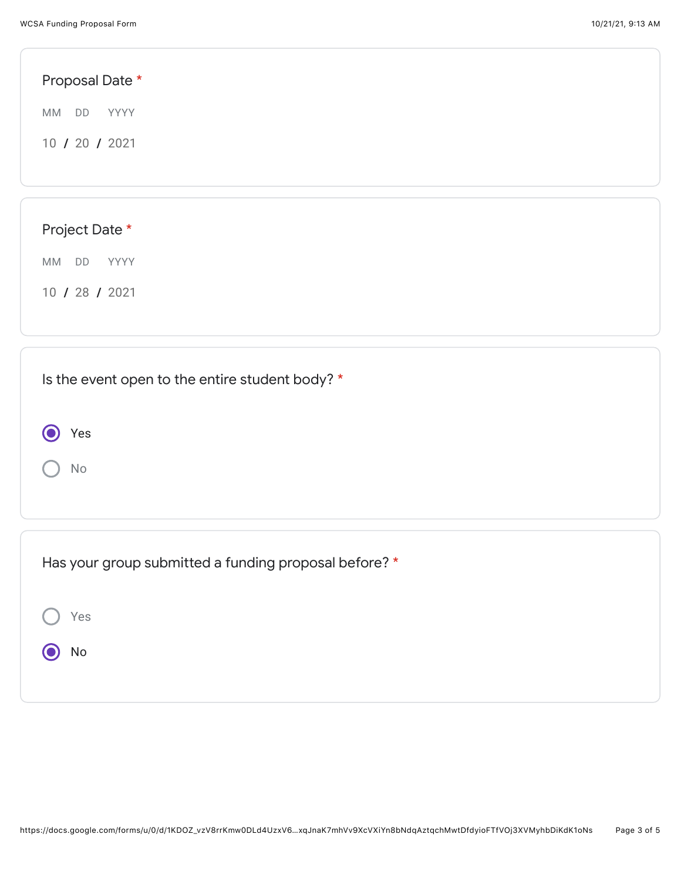**Proposal Date** *

MM DD YYYY

10 / 20 / 2021

**Project Date** *

MM DD YYYY

10 / 28 / 2021

**Is the event open to the entire student body?** *

- (●) Yes
- ( ) No

**Has your group submitted a funding proposal before?** *

- ( ) Yes
- (●) No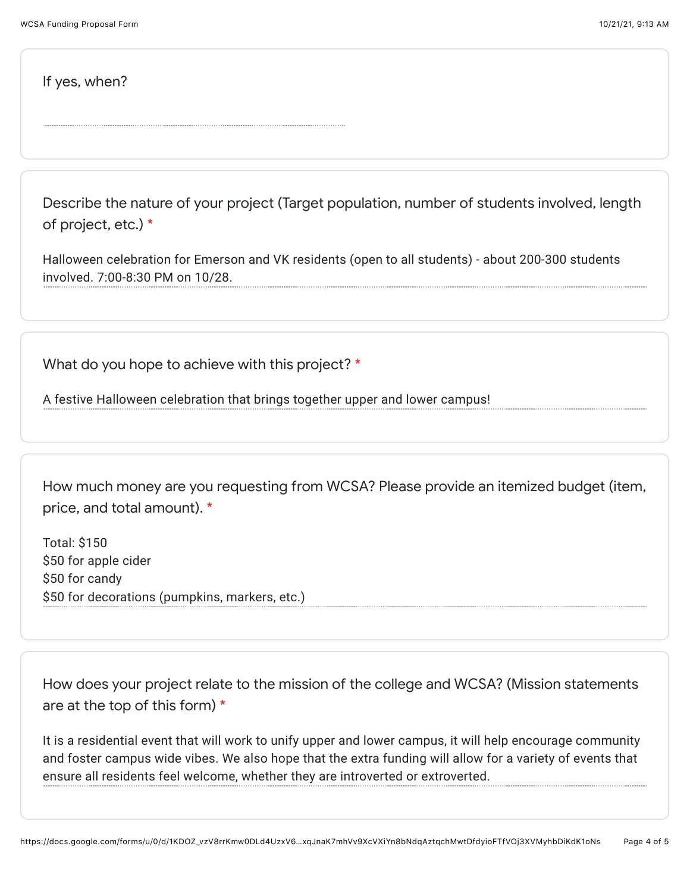If yes, when?

Describe the nature of your project (Target population, number of students involved, length of project, etc.) *

Halloween celebration for Emerson and VK residents (open to all students) - about 200-300 students involved. 7:00-8:30 PM on 10/28.

What do you hope to achieve with this project? *

A festive Halloween celebration that brings together upper and lower campus!

How much money are you requesting from WCSA? Please provide an itemized budget (item, price, and total amount). *

Total: $150
$50 for apple cider
$50 for candy
$50 for decorations (pumpkins, markers, etc.)

How does your project relate to the mission of the college and WCSA? (Mission statements are at the top of this form) *

It is a residential event that will work to unify upper and lower campus, it will help encourage community and foster campus wide vibes. We also hope that the extra funding will allow for a variety of events that ensure all residents feel welcome, whether they are introverted or extroverted.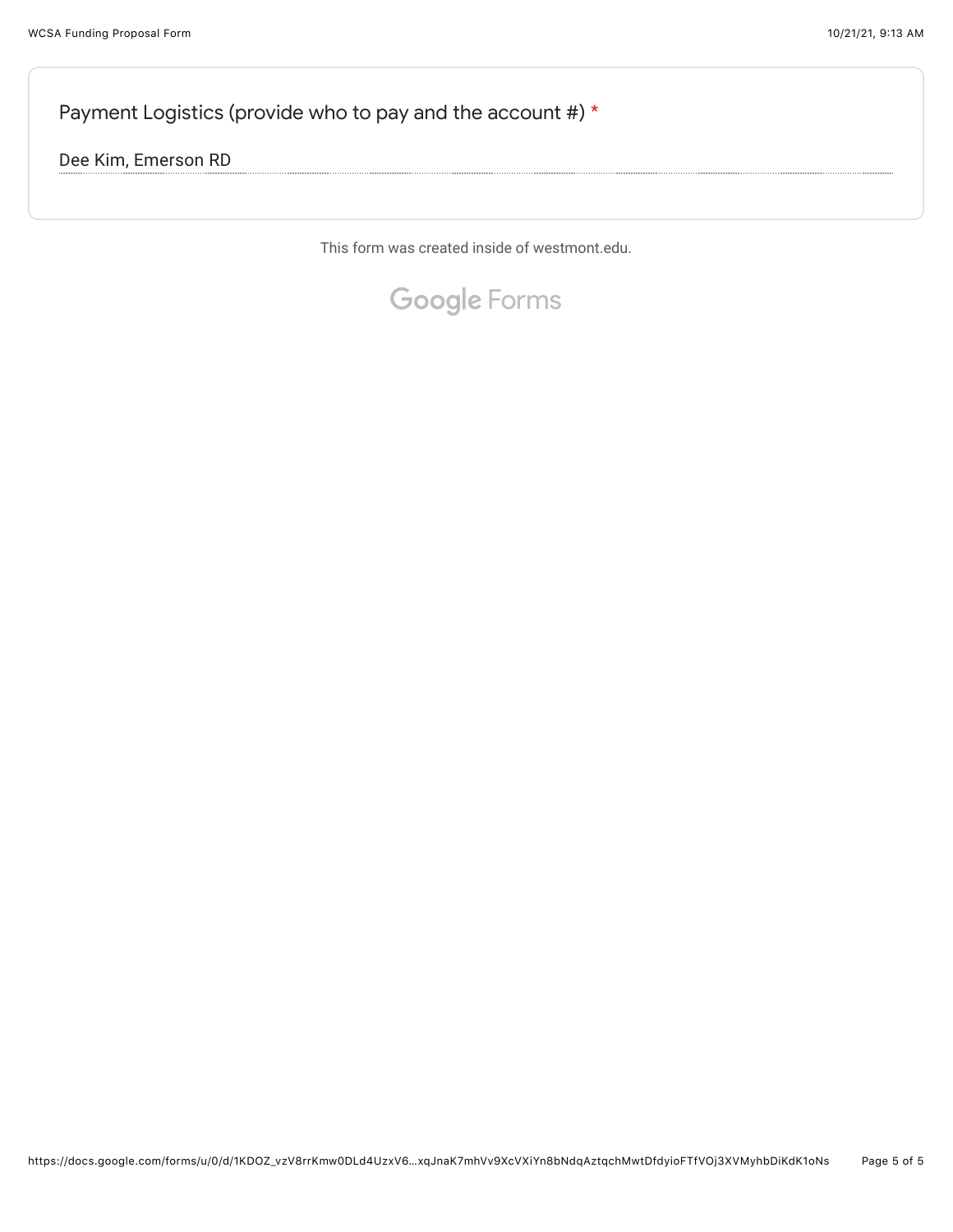Payment Logistics (provide who to pay and the account #) *

Dee Kim, Emerson RD

This form was created inside of westmont.edu.

Google Forms